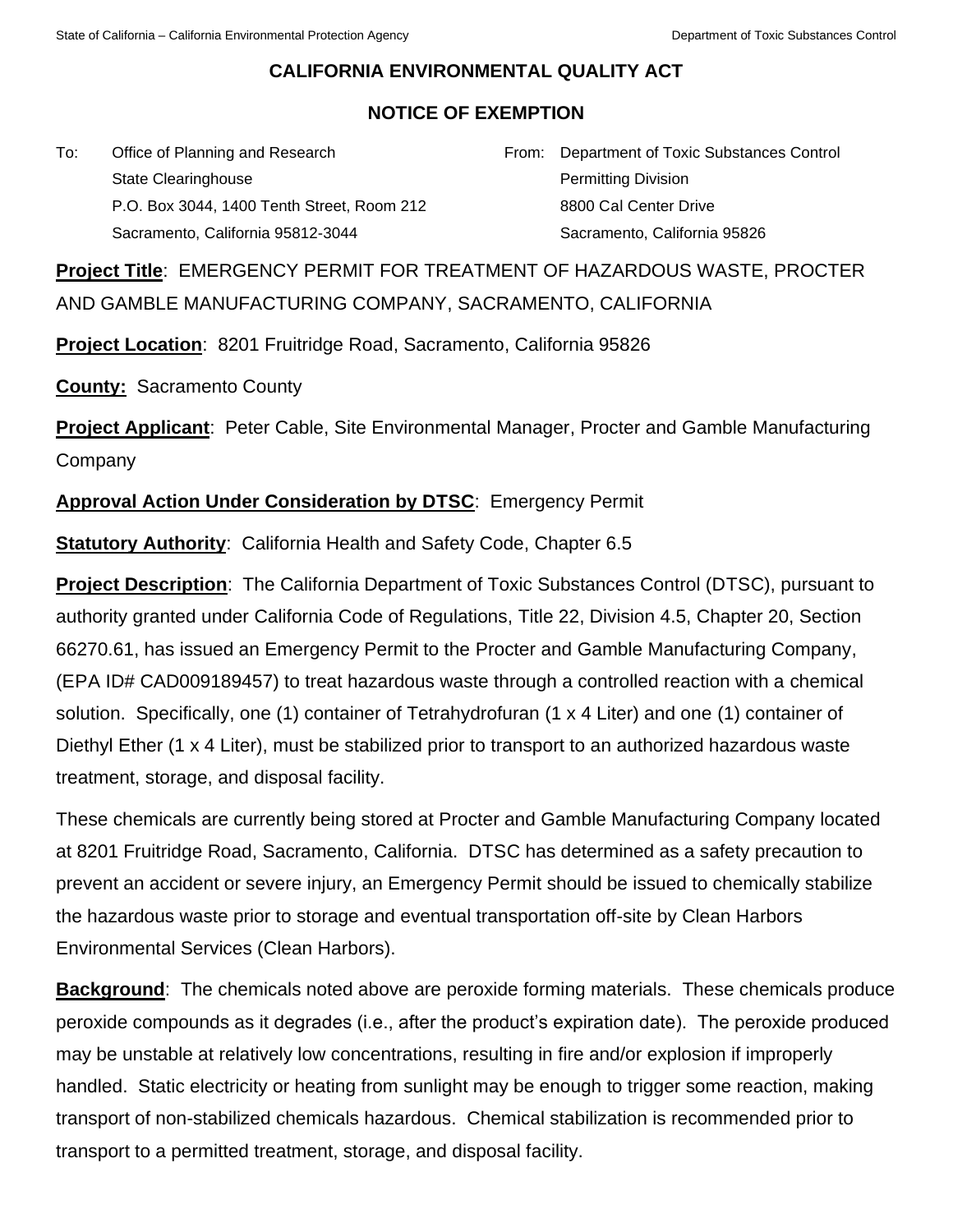# CALIFORNIA ENVIRONMENTAL QUALITY ACT

## NOTICE OF EXEMPTION

To: Office of Planning and Research
State Clearinghouse
P.O. Box 3044, 1400 Tenth Street, Room 212
Sacramento, California 95812-3044

From: Department of Toxic Substances Control
Permitting Division
8800 Cal Center Drive
Sacramento, California 95826

**Project Title**: EMERGENCY PERMIT FOR TREATMENT OF HAZARDOUS WASTE, PROCTER AND GAMBLE MANUFACTURING COMPANY, SACRAMENTO, CALIFORNIA

**Project Location**: 8201 Fruitridge Road, Sacramento, California 95826

**County:** Sacramento County

**Project Applicant**: Peter Cable, Site Environmental Manager, Procter and Gamble Manufacturing Company

**Approval Action Under Consideration by DTSC**: Emergency Permit

**Statutory Authority**: California Health and Safety Code, Chapter 6.5

**Project Description**: The California Department of Toxic Substances Control (DTSC), pursuant to authority granted under California Code of Regulations, Title 22, Division 4.5, Chapter 20, Section 66270.61, has issued an Emergency Permit to the Procter and Gamble Manufacturing Company, (EPA ID# CAD009189457) to treat hazardous waste through a controlled reaction with a chemical solution. Specifically, one (1) container of Tetrahydrofuran (1 x 4 Liter) and one (1) container of Diethyl Ether (1 x 4 Liter), must be stabilized prior to transport to an authorized hazardous waste treatment, storage, and disposal facility.

These chemicals are currently being stored at Procter and Gamble Manufacturing Company located at 8201 Fruitridge Road, Sacramento, California. DTSC has determined as a safety precaution to prevent an accident or severe injury, an Emergency Permit should be issued to chemically stabilize the hazardous waste prior to storage and eventual transportation off-site by Clean Harbors Environmental Services (Clean Harbors).

**Background**: The chemicals noted above are peroxide forming materials. These chemicals produce peroxide compounds as it degrades (i.e., after the product's expiration date). The peroxide produced may be unstable at relatively low concentrations, resulting in fire and/or explosion if improperly handled. Static electricity or heating from sunlight may be enough to trigger some reaction, making transport of non-stabilized chemicals hazardous. Chemical stabilization is recommended prior to transport to a permitted treatment, storage, and disposal facility.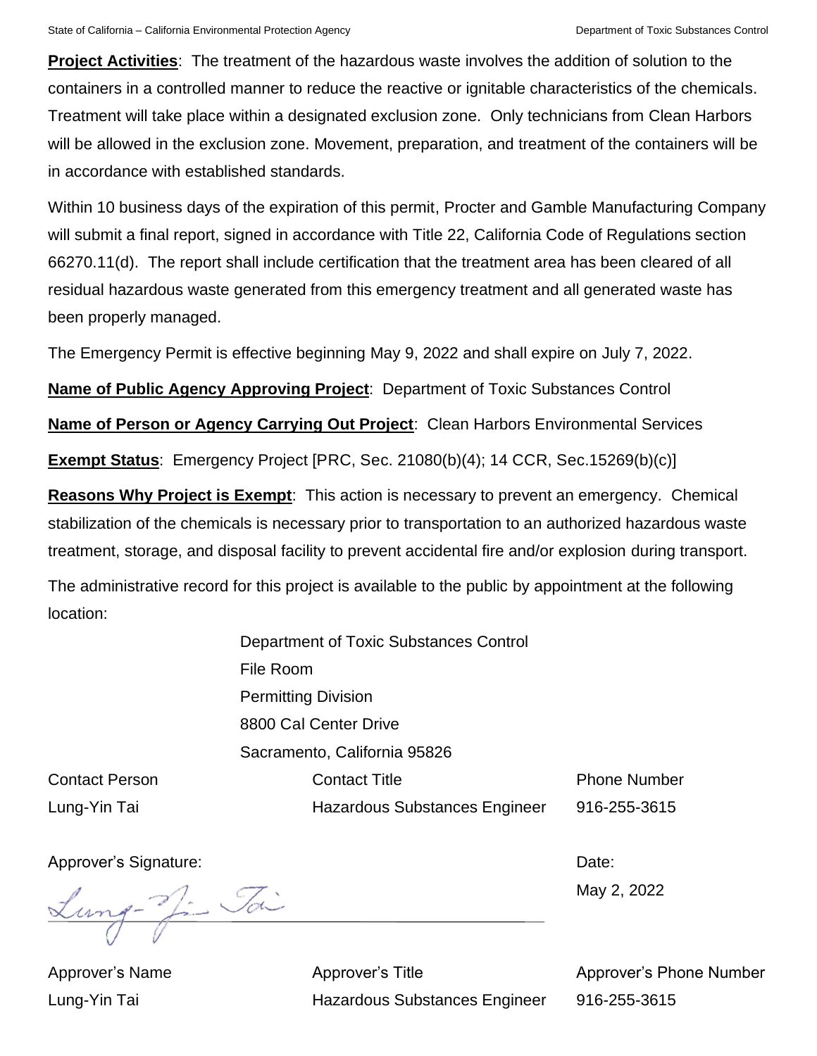**Project Activities**: The treatment of the hazardous waste involves the addition of solution to the containers in a controlled manner to reduce the reactive or ignitable characteristics of the chemicals. Treatment will take place within a designated exclusion zone. Only technicians from Clean Harbors will be allowed in the exclusion zone. Movement, preparation, and treatment of the containers will be in accordance with established standards.

Within 10 business days of the expiration of this permit, Procter and Gamble Manufacturing Company will submit a final report, signed in accordance with Title 22, California Code of Regulations section 66270.11(d). The report shall include certification that the treatment area has been cleared of all residual hazardous waste generated from this emergency treatment and all generated waste has been properly managed.

The Emergency Permit is effective beginning May 9, 2022 and shall expire on July 7, 2022.

**Name of Public Agency Approving Project**: Department of Toxic Substances Control

**Name of Person or Agency Carrying Out Project**: Clean Harbors Environmental Services

**Exempt Status**: Emergency Project [PRC, Sec. 21080(b)(4); 14 CCR, Sec.15269(b)(c)]

**Reasons Why Project is Exempt**: This action is necessary to prevent an emergency. Chemical stabilization of the chemicals is necessary prior to transportation to an authorized hazardous waste treatment, storage, and disposal facility to prevent accidental fire and/or explosion during transport.

The administrative record for this project is available to the public by appointment at the following location:

Department of Toxic Substances Control
File Room
Permitting Division
8800 Cal Center Drive
Sacramento, California 95826

| Contact Person | Contact Title | Phone Number |
|---|---|---|
| Lung-Yin Tai | Hazardous Substances Engineer | 916-255-3615 |

Approver's Signature: Lung-Yin Tai

Date: May 2, 2022

| Approver's Name | Approver's Title | Approver's Phone Number |
|---|---|---|
| Lung-Yin Tai | Hazardous Substances Engineer | 916-255-3615 |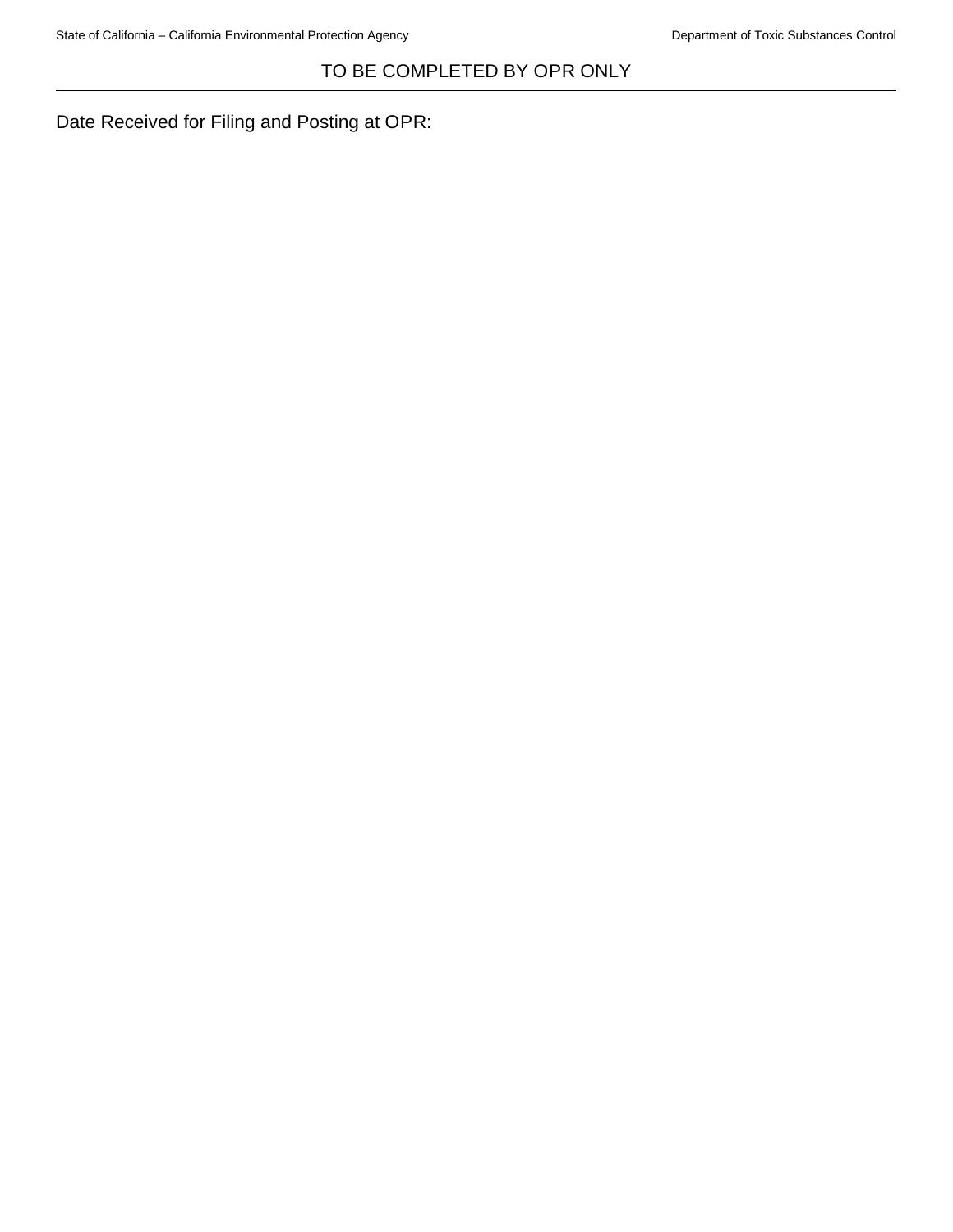## TO BE COMPLETED BY OPR ONLY

Date Received for Filing and Posting at OPR: